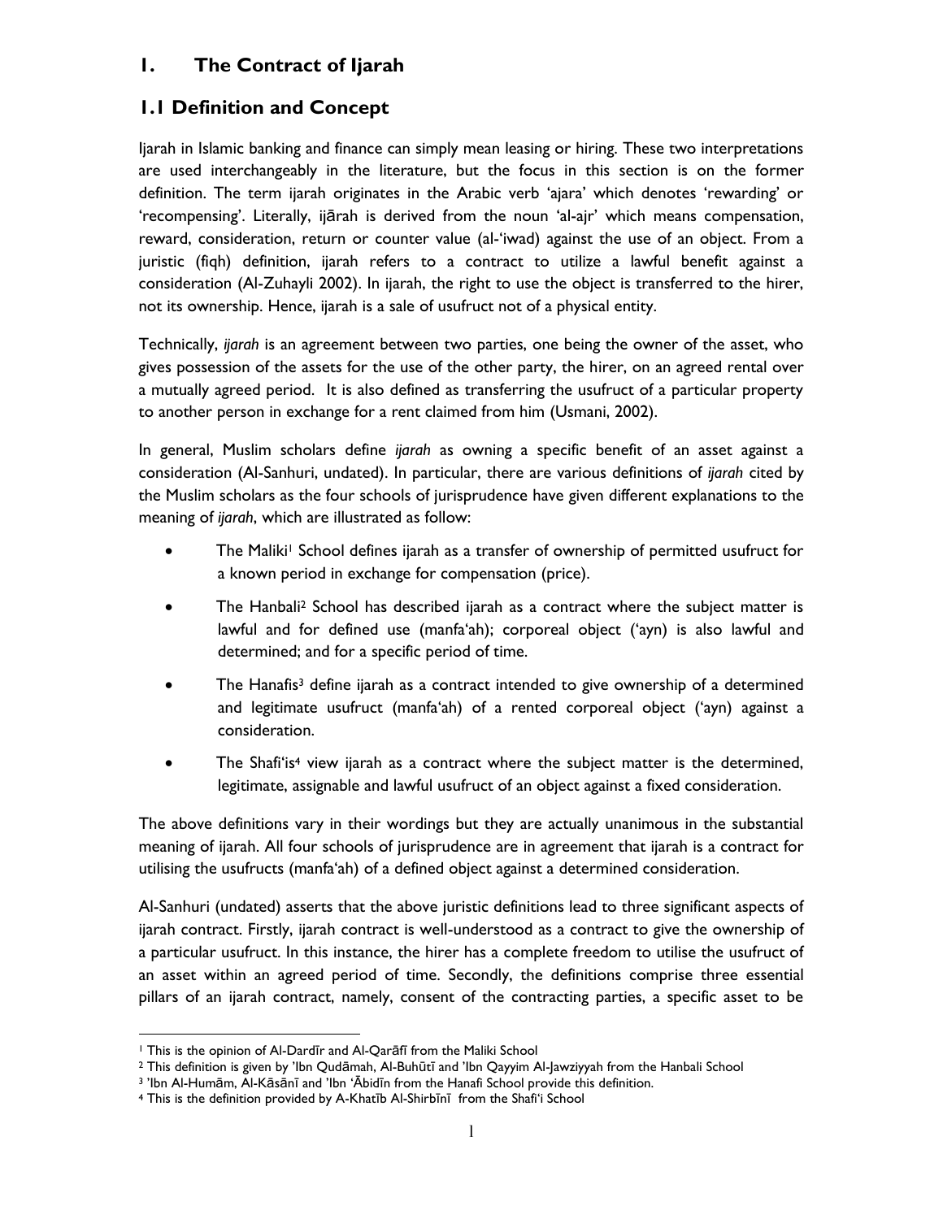# 1. The Contract of Ijarah

## 1.1 Definition and Concept

Ijarah in Islamic banking and finance can simply mean leasing or hiring. These two interpretations are used interchangeably in the literature, but the focus in this section is on the former definition. The term ijarah originates in the Arabic verb 'ajara' which denotes 'rewarding' or 'recompensing'. Literally, ijārah is derived from the noun 'al-ajr' which means compensation, reward, consideration, return or counter value (al-'iwad) against the use of an object. From a juristic (fiqh) definition, ijarah refers to a contract to utilize a lawful benefit against a consideration (Al-Zuhayli 2002). In ijarah, the right to use the object is transferred to the hirer, not its ownership. Hence, ijarah is a sale of usufruct not of a physical entity.

Technically, *ijarah* is an agreement between two parties, one being the owner of the asset, who gives possession of the assets for the use of the other party, the hirer, on an agreed rental over a mutually agreed period. It is also defined as transferring the usufruct of a particular property to another person in exchange for a rent claimed from him (Usmani, 2002).

In general, Muslim scholars define *ijarah* as owning a specific benefit of an asset against a consideration (Al-Sanhuri, undated). In particular, there are various definitions of *ijarah* cited by the Muslim scholars as the four schools of jurisprudence have given different explanations to the meaning of *ijarah*, which are illustrated as follow:

- The Maliki[1] School defines ijarah as a transfer of ownership of permitted usufruct for a known period in exchange for compensation (price).
- The Hanbali[2] School has described ijarah as a contract where the subject matter is lawful and for defined use (manfa'ah); corporeal object ('ayn) is also lawful and determined; and for a specific period of time.
- The Hanafis[3] define ijarah as a contract intended to give ownership of a determined and legitimate usufruct (manfa'ah) of a rented corporeal object ('ayn) against a consideration.
- The Shafi'is[4] view ijarah as a contract where the subject matter is the determined, legitimate, assignable and lawful usufruct of an object against a fixed consideration.

The above definitions vary in their wordings but they are actually unanimous in the substantial meaning of ijarah. All four schools of jurisprudence are in agreement that ijarah is a contract for utilising the usufructs (manfa'ah) of a defined object against a determined consideration.

Al-Sanhuri (undated) asserts that the above juristic definitions lead to three significant aspects of ijarah contract. Firstly, ijarah contract is well-understood as a contract to give the ownership of a particular usufruct. In this instance, the hirer has a complete freedom to utilise the usufruct of an asset within an agreed period of time. Secondly, the definitions comprise three essential pillars of an ijarah contract, namely, consent of the contracting parties, a specific asset to be

---

[1] This is the opinion of Al-Dardīr and Al-Qarāfī from the Maliki School

[2] This definition is given by 'Ibn Qudāmah, Al-Buhūtī and 'Ibn Qayyim Al-Jawziyyah from the Hanbali School

[3] 'Ibn Al-Humām, Al-Kāsānī and 'Ibn 'Ābidīn from the Hanafi School provide this definition.

[4] This is the definition provided by A-Khatīb Al-Shirbīnī from the Shafi'i School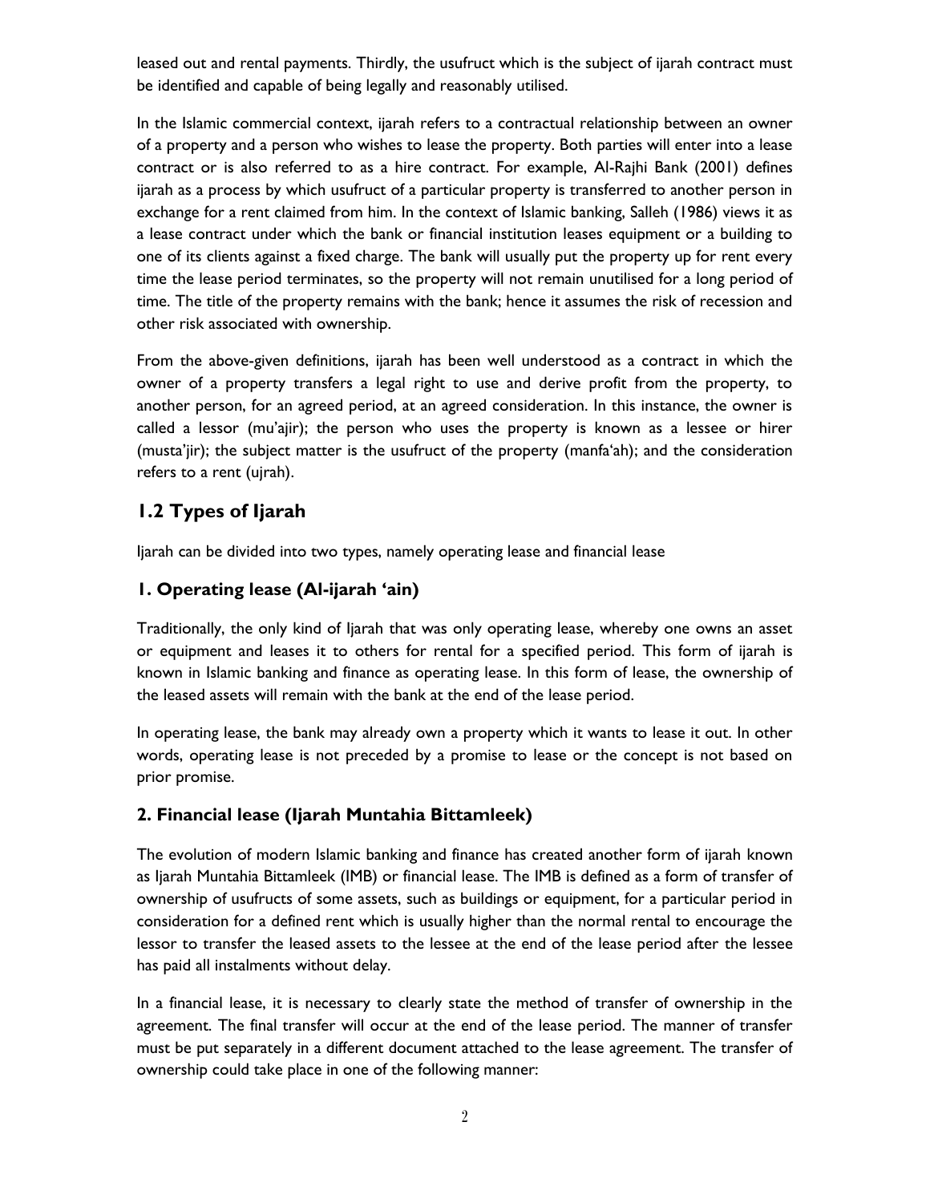leased out and rental payments. Thirdly, the usufruct which is the subject of ijarah contract must be identified and capable of being legally and reasonably utilised.

In the Islamic commercial context, ijarah refers to a contractual relationship between an owner of a property and a person who wishes to lease the property. Both parties will enter into a lease contract or is also referred to as a hire contract. For example, Al-Rajhi Bank (2001) defines ijarah as a process by which usufruct of a particular property is transferred to another person in exchange for a rent claimed from him. In the context of Islamic banking, Salleh (1986) views it as a lease contract under which the bank or financial institution leases equipment or a building to one of its clients against a fixed charge. The bank will usually put the property up for rent every time the lease period terminates, so the property will not remain unutilised for a long period of time. The title of the property remains with the bank; hence it assumes the risk of recession and other risk associated with ownership.

From the above-given definitions, ijarah has been well understood as a contract in which the owner of a property transfers a legal right to use and derive profit from the property, to another person, for an agreed period, at an agreed consideration. In this instance, the owner is called a lessor (mu'ajir); the person who uses the property is known as a lessee or hirer (musta'jir); the subject matter is the usufruct of the property (manfa'ah); and the consideration refers to a rent (ujrah).

## 1.2 Types of Ijarah

Ijarah can be divided into two types, namely operating lease and financial lease

### 1. Operating lease (Al-ijarah 'ain)

Traditionally, the only kind of Ijarah that was only operating lease, whereby one owns an asset or equipment and leases it to others for rental for a specified period. This form of ijarah is known in Islamic banking and finance as operating lease. In this form of lease, the ownership of the leased assets will remain with the bank at the end of the lease period.

In operating lease, the bank may already own a property which it wants to lease it out. In other words, operating lease is not preceded by a promise to lease or the concept is not based on prior promise.

### 2. Financial lease (Ijarah Muntahia Bittamleek)

The evolution of modern Islamic banking and finance has created another form of ijarah known as Ijarah Muntahia Bittamleek (IMB) or financial lease. The IMB is defined as a form of transfer of ownership of usufructs of some assets, such as buildings or equipment, for a particular period in consideration for a defined rent which is usually higher than the normal rental to encourage the lessor to transfer the leased assets to the lessee at the end of the lease period after the lessee has paid all instalments without delay.

In a financial lease, it is necessary to clearly state the method of transfer of ownership in the agreement. The final transfer will occur at the end of the lease period. The manner of transfer must be put separately in a different document attached to the lease agreement. The transfer of ownership could take place in one of the following manner: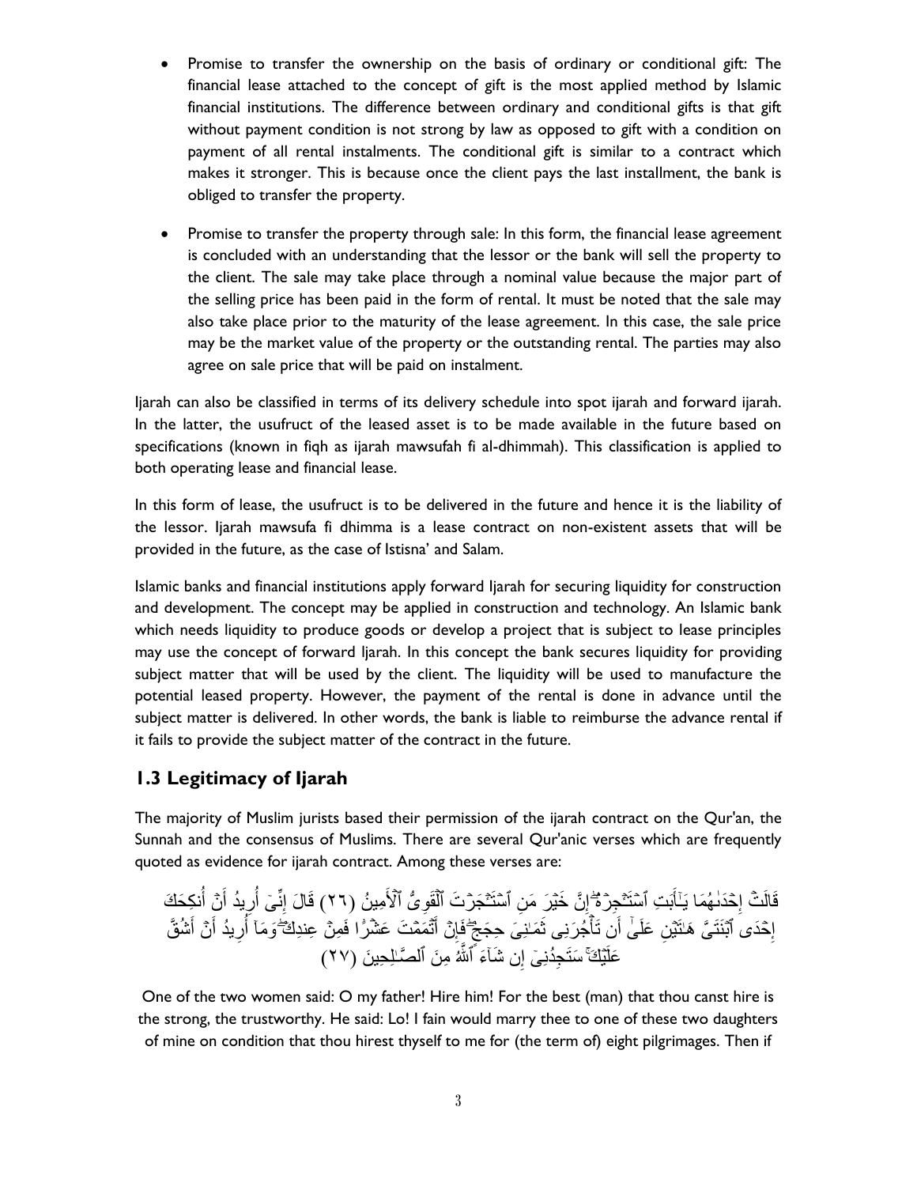- Promise to transfer the ownership on the basis of ordinary or conditional gift: The financial lease attached to the concept of gift is the most applied method by Islamic financial institutions. The difference between ordinary and conditional gifts is that gift without payment condition is not strong by law as opposed to gift with a condition on payment of all rental instalments. The conditional gift is similar to a contract which makes it stronger. This is because once the client pays the last installment, the bank is obliged to transfer the property.

- Promise to transfer the property through sale: In this form, the financial lease agreement is concluded with an understanding that the lessor or the bank will sell the property to the client. The sale may take place through a nominal value because the major part of the selling price has been paid in the form of rental. It must be noted that the sale may also take place prior to the maturity of the lease agreement. In this case, the sale price may be the market value of the property or the outstanding rental. The parties may also agree on sale price that will be paid on instalment.

Ijarah can also be classified in terms of its delivery schedule into spot ijarah and forward ijarah. In the latter, the usufruct of the leased asset is to be made available in the future based on specifications (known in fiqh as ijarah mawsufah fi al-dhimmah). This classification is applied to both operating lease and financial lease.

In this form of lease, the usufruct is to be delivered in the future and hence it is the liability of the lessor. Ijarah mawsufa fi dhimma is a lease contract on non-existent assets that will be provided in the future, as the case of Istisna' and Salam.

Islamic banks and financial institutions apply forward Ijarah for securing liquidity for construction and development. The concept may be applied in construction and technology. An Islamic bank which needs liquidity to produce goods or develop a project that is subject to lease principles may use the concept of forward Ijarah. In this concept the bank secures liquidity for providing subject matter that will be used by the client. The liquidity will be used to manufacture the potential leased property. However, the payment of the rental is done in advance until the subject matter is delivered. In other words, the bank is liable to reimburse the advance rental if it fails to provide the subject matter of the contract in the future.

## 1.3 Legitimacy of Ijarah

The majority of Muslim jurists based their permission of the ijarah contract on the Qur'an, the Sunnah and the consensus of Muslims. There are several Qur'anic verses which are frequently quoted as evidence for ijarah contract. Among these verses are:

قَالَتْ إِحْدَىٰهُمَا يَٰٓأَبَتِ ٱسْتَـْٔجِرْهُ ۖ إِنَّ خَيْرَ مَنِ ٱسْتَـْٔجَرْتَ ٱلْقَوِىُّ ٱلْأَمِينُ (٢٦) قَالَ إِنِّىٓ أُرِيدُ أَنْ أُنكِحَكَ إِحْدَى ٱبْنَتَىَّ هَٰتَيْنِ عَلَىٰٓ أَن تَأْجُرَنِى ثَمَٰنِىَ حِجَجٍ ۖ فَإِنْ أَتْمَمْتَ عَشْرًا فَمِنْ عِندِكَ ۖ وَمَآ أُرِيدُ أَنْ أَشُقَّ عَلَيْكَ ۚ سَتَجِدُنِىٓ إِن شَآءَ ٱللَّهُ مِنَ ٱلصَّٰلِحِينَ (٢٧)

One of the two women said: O my father! Hire him! For the best (man) that thou canst hire is the strong, the trustworthy. He said: Lo! I fain would marry thee to one of these two daughters of mine on condition that thou hirest thyself to me for (the term of) eight pilgrimages. Then if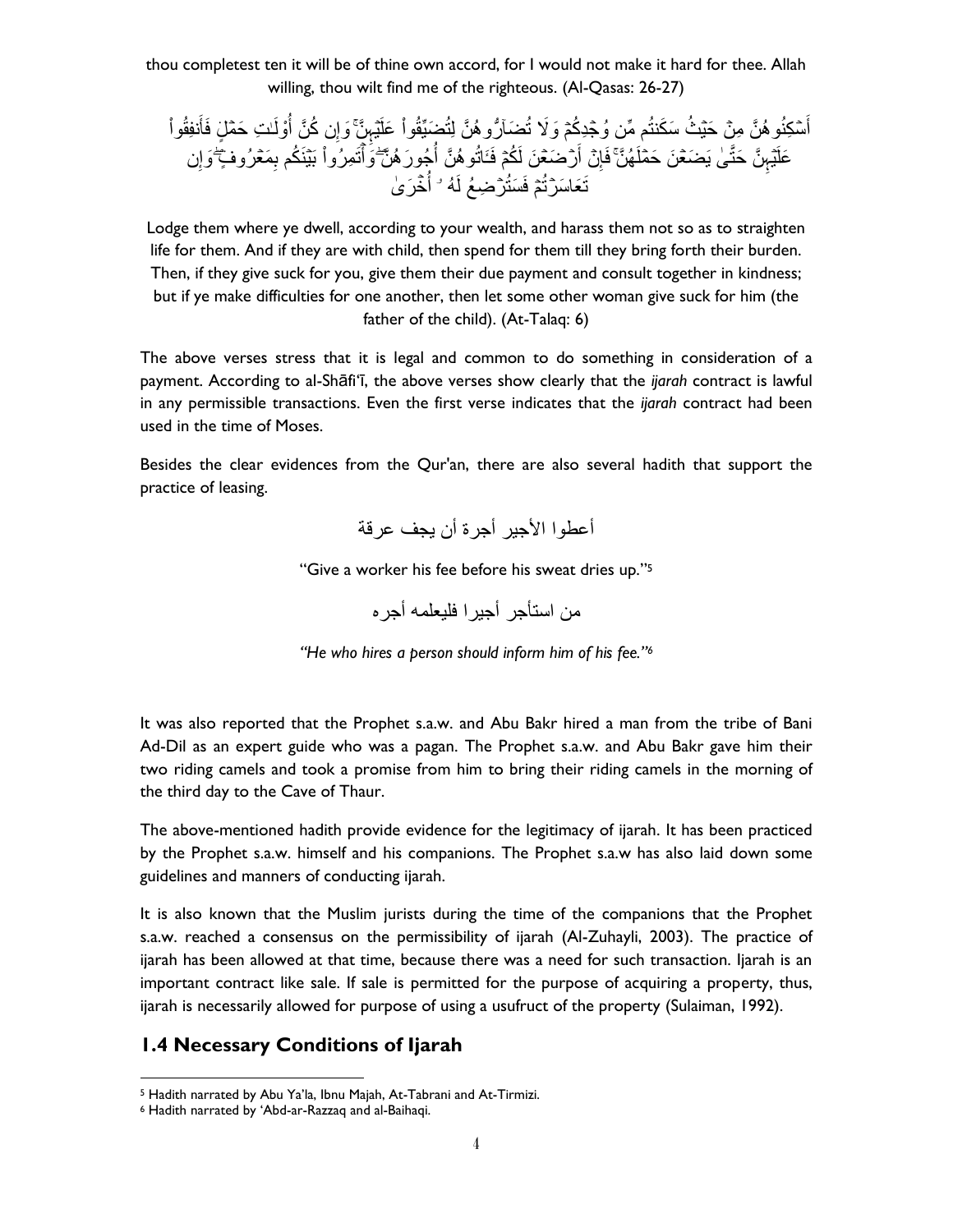thou completest ten it will be of thine own accord, for I would not make it hard for thee. Allah willing, thou wilt find me of the righteous. (Al-Qasas: 26-27)

أَسْكِنُوهُنَّ مِنْ حَيْثُ سَكَنتُم مِّن وُجْدِكُمْ وَلَا تُضَارُّوهُنَّ لِتُضَيِّقُوا عَلَيْهِنَّ ۚ وَإِن كُنَّ أُولَاتِ حَمْلٍ فَأَنفِقُوا عَلَيْهِنَّ حَتَّىٰ يَضَعْنَ حَمْلَهُنَّ ۚ فَإِنْ أَرْضَعْنَ لَكُمْ فَآتُوهُنَّ أُجُورَهُنَّ ۖ وَأْتَمِرُوا بَيْنَكُم بِمَعْرُوفٍ ۖ وَإِن تَعَاسَرْتُمْ فَسَتُرْضِعُ لَهُ أُخْرَىٰ

Lodge them where ye dwell, according to your wealth, and harass them not so as to straighten life for them. And if they are with child, then spend for them till they bring forth their burden. Then, if they give suck for you, give them their due payment and consult together in kindness; but if ye make difficulties for one another, then let some other woman give suck for him (the father of the child). (At-Talaq: 6)

The above verses stress that it is legal and common to do something in consideration of a payment. According to al-Shāfi'ī, the above verses show clearly that the *ijarah* contract is lawful in any permissible transactions. Even the first verse indicates that the *ijarah* contract had been used in the time of Moses.

Besides the clear evidences from the Qur'an, there are also several hadith that support the practice of leasing.

أعطوا الأجير أجرة أن يجف عرقة

"Give a worker his fee before his sweat dries up."[5]

من استأجر أجيرا فليعلمه أجره

*"He who hires a person should inform him of his fee."*[6]

It was also reported that the Prophet s.a.w. and Abu Bakr hired a man from the tribe of Bani Ad-Dil as an expert guide who was a pagan. The Prophet s.a.w. and Abu Bakr gave him their two riding camels and took a promise from him to bring their riding camels in the morning of the third day to the Cave of Thaur.

The above-mentioned hadith provide evidence for the legitimacy of ijarah. It has been practiced by the Prophet s.a.w. himself and his companions. The Prophet s.a.w has also laid down some guidelines and manners of conducting ijarah.

It is also known that the Muslim jurists during the time of the companions that the Prophet s.a.w. reached a consensus on the permissibility of ijarah (Al-Zuhayli, 2003). The practice of ijarah has been allowed at that time, because there was a need for such transaction. Ijarah is an important contract like sale. If sale is permitted for the purpose of acquiring a property, thus, ijarah is necessarily allowed for purpose of using a usufruct of the property (Sulaiman, 1992).

## 1.4 Necessary Conditions of Ijarah

[5] Hadith narrated by Abu Ya'la, Ibnu Majah, At-Tabrani and At-Tirmizi.

[6] Hadith narrated by 'Abd-ar-Razzaq and al-Baihaqi.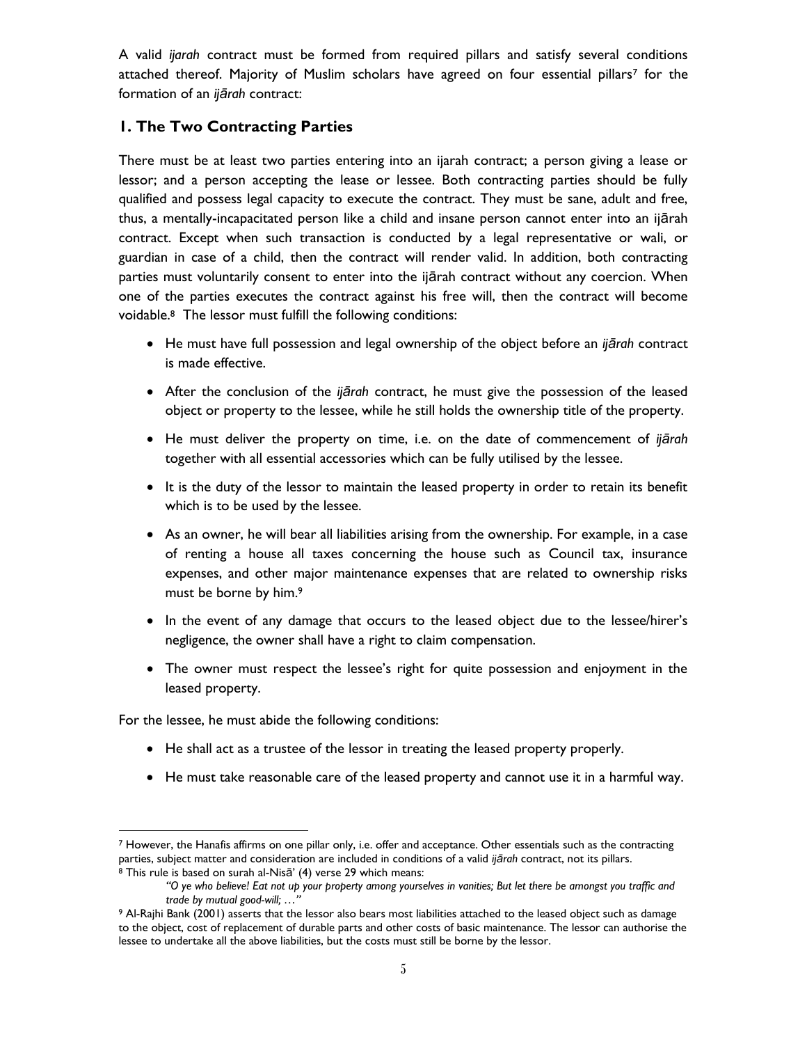A valid *ijarah* contract must be formed from required pillars and satisfy several conditions attached thereof. Majority of Muslim scholars have agreed on four essential pillars[7] for the formation of an *ijārah* contract:

## 1. The Two Contracting Parties

There must be at least two parties entering into an ijarah contract; a person giving a lease or lessor; and a person accepting the lease or lessee. Both contracting parties should be fully qualified and possess legal capacity to execute the contract. They must be sane, adult and free, thus, a mentally-incapacitated person like a child and insane person cannot enter into an ijārah contract. Except when such transaction is conducted by a legal representative or wali, or guardian in case of a child, then the contract will render valid. In addition, both contracting parties must voluntarily consent to enter into the ijārah contract without any coercion. When one of the parties executes the contract against his free will, then the contract will become voidable.[8] The lessor must fulfill the following conditions:

- He must have full possession and legal ownership of the object before an *ijārah* contract is made effective.
- After the conclusion of the *ijārah* contract, he must give the possession of the leased object or property to the lessee, while he still holds the ownership title of the property.
- He must deliver the property on time, i.e. on the date of commencement of *ijārah* together with all essential accessories which can be fully utilised by the lessee.
- It is the duty of the lessor to maintain the leased property in order to retain its benefit which is to be used by the lessee.
- As an owner, he will bear all liabilities arising from the ownership. For example, in a case of renting a house all taxes concerning the house such as Council tax, insurance expenses, and other major maintenance expenses that are related to ownership risks must be borne by him.[9]
- In the event of any damage that occurs to the leased object due to the lessee/hirer's negligence, the owner shall have a right to claim compensation.
- The owner must respect the lessee's right for quite possession and enjoyment in the leased property.

For the lessee, he must abide the following conditions:

- He shall act as a trustee of the lessor in treating the leased property properly.
- He must take reasonable care of the leased property and cannot use it in a harmful way.

---

[7] However, the Hanafis affirms on one pillar only, i.e. offer and acceptance. Other essentials such as the contracting parties, subject matter and consideration are included in conditions of a valid *ijārah* contract, not its pillars.

[8] This rule is based on surah al-Nisā' (4) verse 29 which means:

> *"O ye who believe! Eat not up your property among yourselves in vanities; But let there be amongst you traffic and trade by mutual good-will; …"*

[9] Al-Rajhi Bank (2001) asserts that the lessor also bears most liabilities attached to the leased object such as damage to the object, cost of replacement of durable parts and other costs of basic maintenance. The lessor can authorise the lessee to undertake all the above liabilities, but the costs must still be borne by the lessor.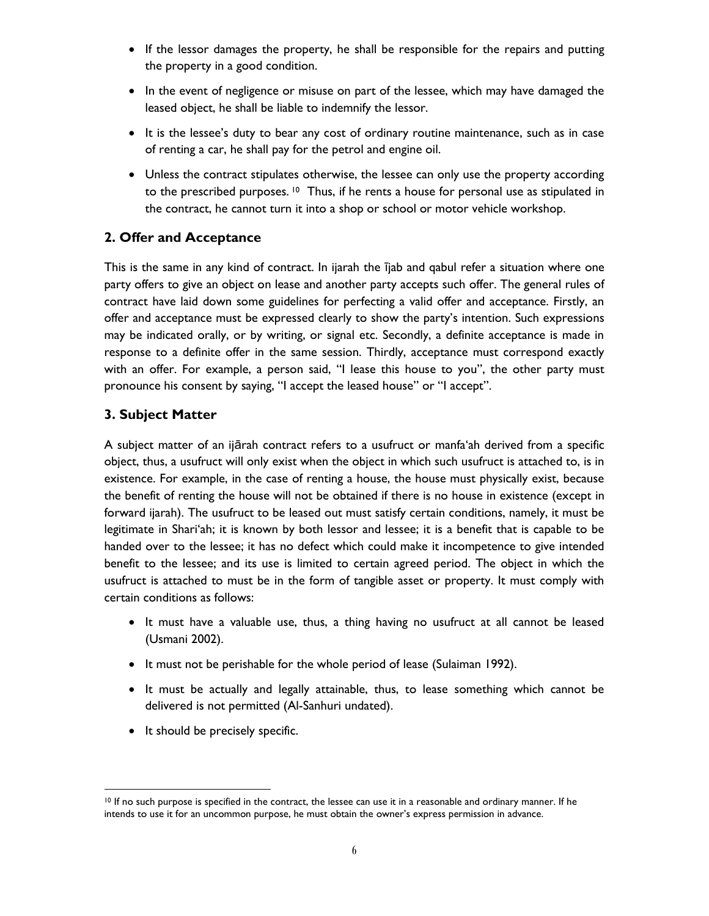- If the lessor damages the property, he shall be responsible for the repairs and putting the property in a good condition.
- In the event of negligence or misuse on part of the lessee, which may have damaged the leased object, he shall be liable to indemnify the lessor.
- It is the lessee's duty to bear any cost of ordinary routine maintenance, such as in case of renting a car, he shall pay for the petrol and engine oil.
- Unless the contract stipulates otherwise, the lessee can only use the property according to the prescribed purposes. [10] Thus, if he rents a house for personal use as stipulated in the contract, he cannot turn it into a shop or school or motor vehicle workshop.

## 2. Offer and Acceptance

This is the same in any kind of contract. In ijarah the Ījab and qabul refer a situation where one party offers to give an object on lease and another party accepts such offer. The general rules of contract have laid down some guidelines for perfecting a valid offer and acceptance. Firstly, an offer and acceptance must be expressed clearly to show the party's intention. Such expressions may be indicated orally, or by writing, or signal etc. Secondly, a definite acceptance is made in response to a definite offer in the same session. Thirdly, acceptance must correspond exactly with an offer. For example, a person said, "I lease this house to you", the other party must pronounce his consent by saying, "I accept the leased house" or "I accept".

## 3. Subject Matter

A subject matter of an ijārah contract refers to a usufruct or manfa'ah derived from a specific object, thus, a usufruct will only exist when the object in which such usufruct is attached to, is in existence. For example, in the case of renting a house, the house must physically exist, because the benefit of renting the house will not be obtained if there is no house in existence (except in forward ijarah). The usufruct to be leased out must satisfy certain conditions, namely, it must be legitimate in Shari'ah; it is known by both lessor and lessee; it is a benefit that is capable to be handed over to the lessee; it has no defect which could make it incompetence to give intended benefit to the lessee; and its use is limited to certain agreed period. The object in which the usufruct is attached to must be in the form of tangible asset or property. It must comply with certain conditions as follows:

- It must have a valuable use, thus, a thing having no usufruct at all cannot be leased (Usmani 2002).
- It must not be perishable for the whole period of lease (Sulaiman 1992).
- It must be actually and legally attainable, thus, to lease something which cannot be delivered is not permitted (Al-Sanhuri undated).
- It should be precisely specific.

---

[10] If no such purpose is specified in the contract, the lessee can use it in a reasonable and ordinary manner. If he intends to use it for an uncommon purpose, he must obtain the owner's express permission in advance.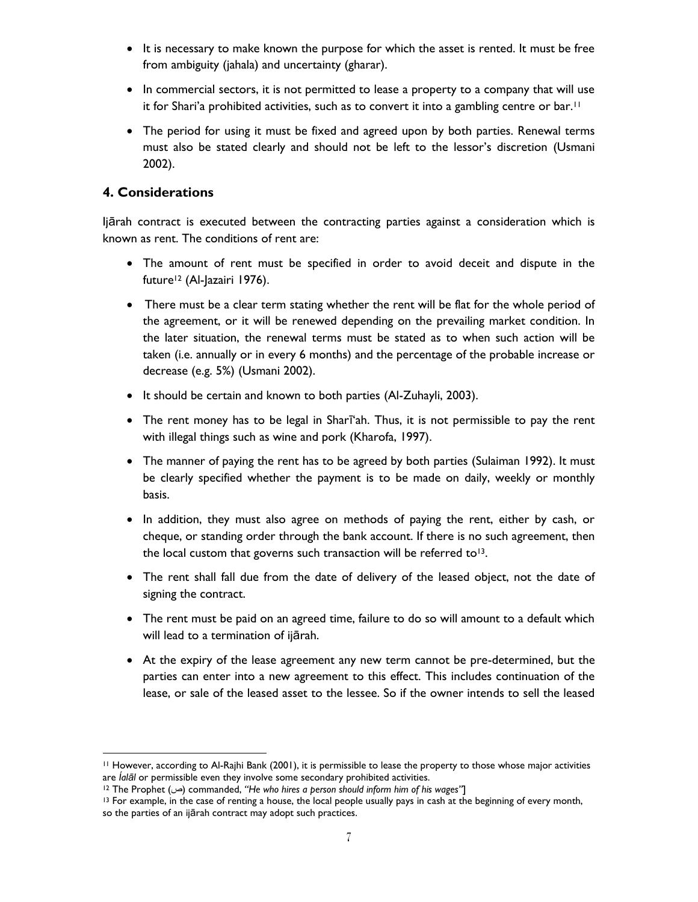- It is necessary to make known the purpose for which the asset is rented. It must be free from ambiguity (jahala) and uncertainty (gharar).
- In commercial sectors, it is not permitted to lease a property to a company that will use it for Shari'a prohibited activities, such as to convert it into a gambling centre or bar.[11]
- The period for using it must be fixed and agreed upon by both parties. Renewal terms must also be stated clearly and should not be left to the lessor's discretion (Usmani 2002).

## 4. Considerations

Ijārah contract is executed between the contracting parties against a consideration which is known as rent. The conditions of rent are:

- The amount of rent must be specified in order to avoid deceit and dispute in the future[12] (Al-Jazairi 1976).
- There must be a clear term stating whether the rent will be flat for the whole period of the agreement, or it will be renewed depending on the prevailing market condition. In the later situation, the renewal terms must be stated as to when such action will be taken (i.e. annually or in every 6 months) and the percentage of the probable increase or decrease (e.g. 5%) (Usmani 2002).
- It should be certain and known to both parties (Al-Zuhayli, 2003).
- The rent money has to be legal in Sharī'ah. Thus, it is not permissible to pay the rent with illegal things such as wine and pork (Kharofa, 1997).
- The manner of paying the rent has to be agreed by both parties (Sulaiman 1992). It must be clearly specified whether the payment is to be made on daily, weekly or monthly basis.
- In addition, they must also agree on methods of paying the rent, either by cash, or cheque, or standing order through the bank account. If there is no such agreement, then the local custom that governs such transaction will be referred to[13].
- The rent shall fall due from the date of delivery of the leased object, not the date of signing the contract.
- The rent must be paid on an agreed time, failure to do so will amount to a default which will lead to a termination of ijārah.
- At the expiry of the lease agreement any new term cannot be pre-determined, but the parties can enter into a new agreement to this effect. This includes continuation of the lease, or sale of the leased asset to the lessee. So if the owner intends to sell the leased

---

[11] However, according to Al-Rajhi Bank (2001), it is permissible to lease the property to those whose major activities are *ḥalāl* or permissible even they involve some secondary prohibited activities.

[12] The Prophet (ص) commanded, *"He who hires a person should inform him of his wages"*]

[13] For example, in the case of renting a house, the local people usually pays in cash at the beginning of every month, so the parties of an ijārah contract may adopt such practices.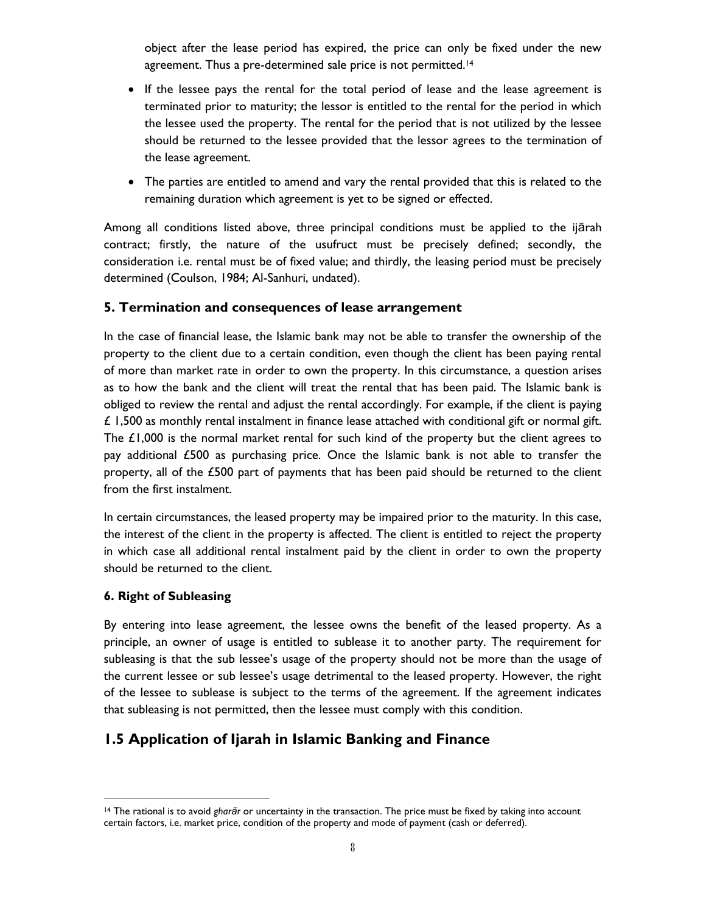object after the lease period has expired, the price can only be fixed under the new agreement. Thus a pre-determined sale price is not permitted.[14]

- If the lessee pays the rental for the total period of lease and the lease agreement is terminated prior to maturity; the lessor is entitled to the rental for the period in which the lessee used the property. The rental for the period that is not utilized by the lessee should be returned to the lessee provided that the lessor agrees to the termination of the lease agreement.
- The parties are entitled to amend and vary the rental provided that this is related to the remaining duration which agreement is yet to be signed or effected.

Among all conditions listed above, three principal conditions must be applied to the ijārah contract; firstly, the nature of the usufruct must be precisely defined; secondly, the consideration i.e. rental must be of fixed value; and thirdly, the leasing period must be precisely determined (Coulson, 1984; Al-Sanhuri, undated).

### 5. Termination and consequences of lease arrangement

In the case of financial lease, the Islamic bank may not be able to transfer the ownership of the property to the client due to a certain condition, even though the client has been paying rental of more than market rate in order to own the property. In this circumstance, a question arises as to how the bank and the client will treat the rental that has been paid. The Islamic bank is obliged to review the rental and adjust the rental accordingly. For example, if the client is paying £ 1,500 as monthly rental instalment in finance lease attached with conditional gift or normal gift. The £1,000 is the normal market rental for such kind of the property but the client agrees to pay additional £500 as purchasing price. Once the Islamic bank is not able to transfer the property, all of the £500 part of payments that has been paid should be returned to the client from the first instalment.

In certain circumstances, the leased property may be impaired prior to the maturity. In this case, the interest of the client in the property is affected. The client is entitled to reject the property in which case all additional rental instalment paid by the client in order to own the property should be returned to the client.

#### 6. Right of Subleasing

By entering into lease agreement, the lessee owns the benefit of the leased property. As a principle, an owner of usage is entitled to sublease it to another party. The requirement for subleasing is that the sub lessee's usage of the property should not be more than the usage of the current lessee or sub lessee's usage detrimental to the leased property. However, the right of the lessee to sublease is subject to the terms of the agreement. If the agreement indicates that subleasing is not permitted, then the lessee must comply with this condition.

## 1.5 Application of Ijarah in Islamic Banking and Finance

[14] The rational is to avoid *gharār* or uncertainty in the transaction. The price must be fixed by taking into account certain factors, i.e. market price, condition of the property and mode of payment (cash or deferred).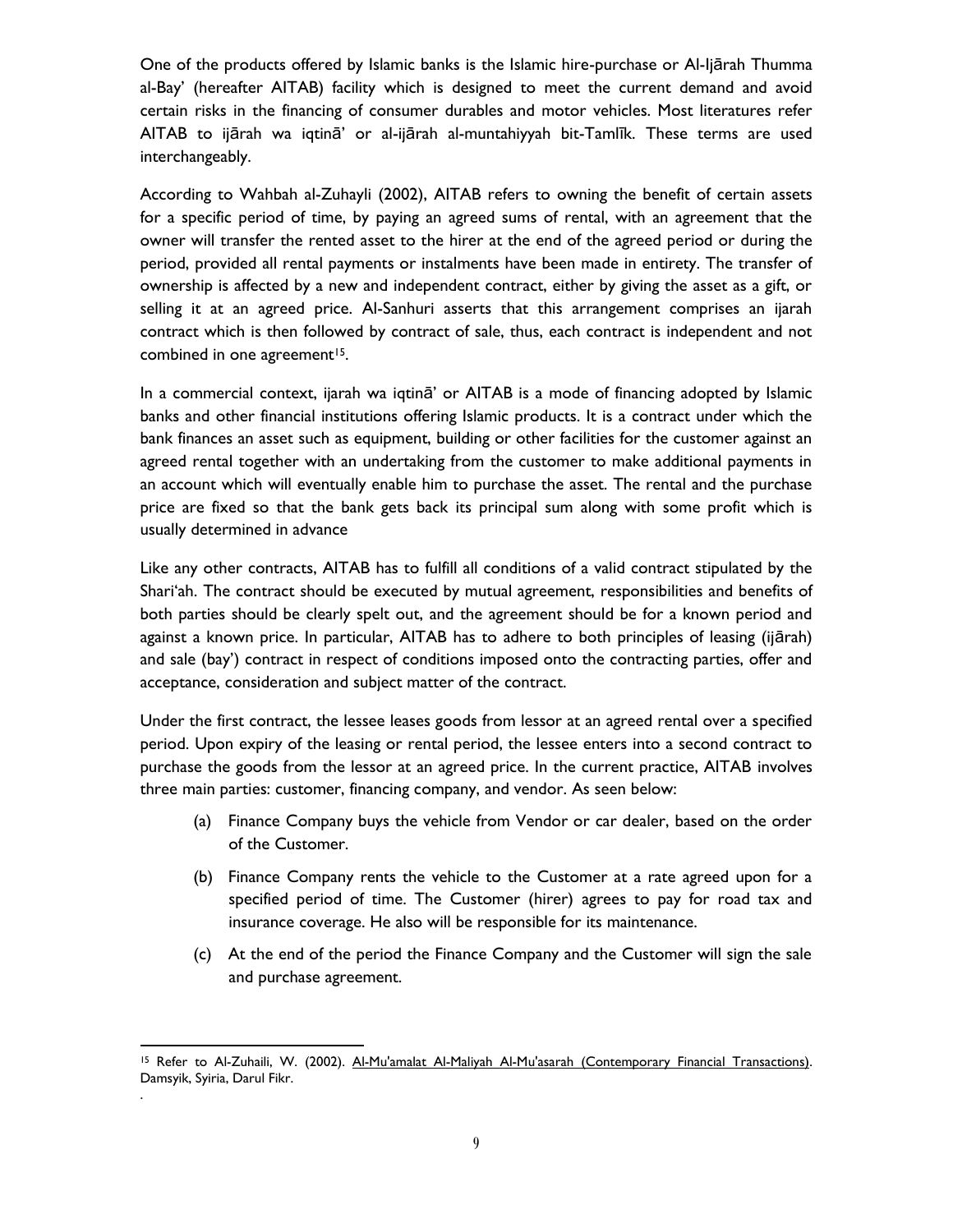One of the products offered by Islamic banks is the Islamic hire-purchase or Al-Ijārah Thumma al-Bay' (hereafter AITAB) facility which is designed to meet the current demand and avoid certain risks in the financing of consumer durables and motor vehicles. Most literatures refer AITAB to ijārah wa iqtinā' or al-ijārah al-muntahiyyah bit-Tamlīk. These terms are used interchangeably.

According to Wahbah al-Zuhayli (2002), AITAB refers to owning the benefit of certain assets for a specific period of time, by paying an agreed sums of rental, with an agreement that the owner will transfer the rented asset to the hirer at the end of the agreed period or during the period, provided all rental payments or instalments have been made in entirety. The transfer of ownership is affected by a new and independent contract, either by giving the asset as a gift, or selling it at an agreed price. Al-Sanhuri asserts that this arrangement comprises an ijarah contract which is then followed by contract of sale, thus, each contract is independent and not combined in one agreement[15].

In a commercial context, ijarah wa iqtinā' or AITAB is a mode of financing adopted by Islamic banks and other financial institutions offering Islamic products. It is a contract under which the bank finances an asset such as equipment, building or other facilities for the customer against an agreed rental together with an undertaking from the customer to make additional payments in an account which will eventually enable him to purchase the asset. The rental and the purchase price are fixed so that the bank gets back its principal sum along with some profit which is usually determined in advance

Like any other contracts, AITAB has to fulfill all conditions of a valid contract stipulated by the Shari'ah. The contract should be executed by mutual agreement, responsibilities and benefits of both parties should be clearly spelt out, and the agreement should be for a known period and against a known price. In particular, AITAB has to adhere to both principles of leasing (ijārah) and sale (bay') contract in respect of conditions imposed onto the contracting parties, offer and acceptance, consideration and subject matter of the contract.

Under the first contract, the lessee leases goods from lessor at an agreed rental over a specified period. Upon expiry of the leasing or rental period, the lessee enters into a second contract to purchase the goods from the lessor at an agreed price. In the current practice, AITAB involves three main parties: customer, financing company, and vendor. As seen below:

(a) Finance Company buys the vehicle from Vendor or car dealer, based on the order of the Customer.

(b) Finance Company rents the vehicle to the Customer at a rate agreed upon for a specified period of time. The Customer (hirer) agrees to pay for road tax and insurance coverage. He also will be responsible for its maintenance.

(c) At the end of the period the Finance Company and the Customer will sign the sale and purchase agreement.

---

[15] Refer to Al-Zuhaili, W. (2002). Al-Mu'amalat Al-Maliyah Al-Mu'asarah (Contemporary Financial Transactions). Damsyik, Syiria, Darul Fikr.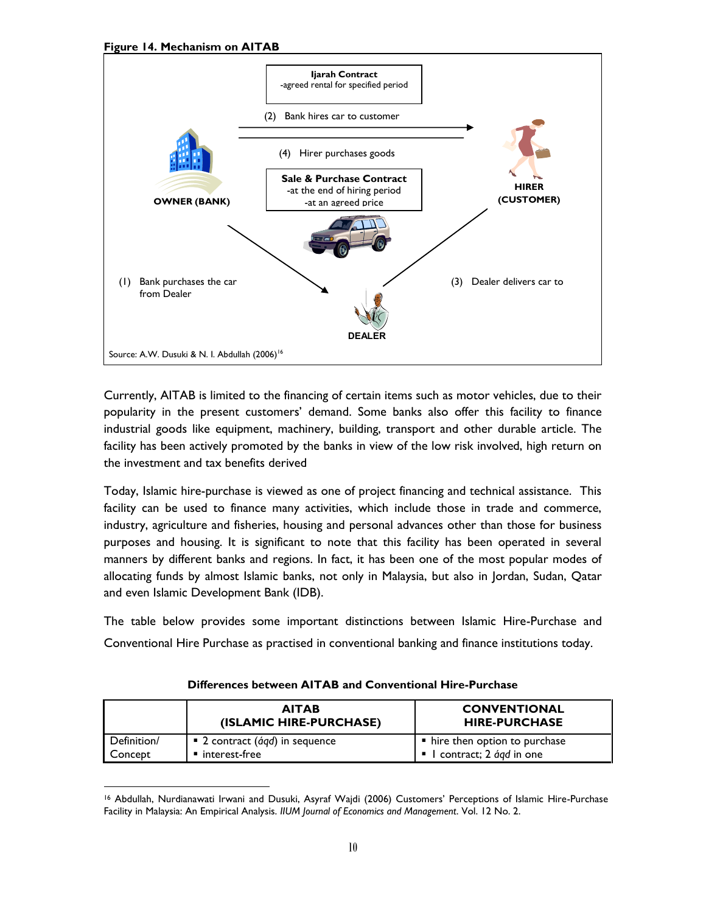**Figure 14. Mechanism on AITAB**

**Ijarah Contract**
-agreed rental for specified period

(2) Bank hires car to customer

(4) Hirer purchases goods

**Sale & Purchase Contract**
-at the end of hiring period
-at an agreed price

**OWNER (BANK)**

**HIRER (CUSTOMER)**

(1) Bank purchases the car from Dealer

(3) Dealer delivers car to

**DEALER**

Source: A.W. Dusuki & N. I. Abdullah (2006)[16]

Currently, AITAB is limited to the financing of certain items such as motor vehicles, due to their popularity in the present customers' demand. Some banks also offer this facility to finance industrial goods like equipment, machinery, building, transport and other durable article. The facility has been actively promoted by the banks in view of the low risk involved, high return on the investment and tax benefits derived

Today, Islamic hire-purchase is viewed as one of project financing and technical assistance. This facility can be used to finance many activities, which include those in trade and commerce, industry, agriculture and fisheries, housing and personal advances other than those for business purposes and housing. It is significant to note that this facility has been operated in several manners by different banks and regions. In fact, it has been one of the most popular modes of allocating funds by almost Islamic banks, not only in Malaysia, but also in Jordan, Sudan, Qatar and even Islamic Development Bank (IDB).

The table below provides some important distinctions between Islamic Hire-Purchase and Conventional Hire Purchase as practised in conventional banking and finance institutions today.

**Differences between AITAB and Conventional Hire-Purchase**

| | AITAB (ISLAMIC HIRE-PURCHASE) | CONVENTIONAL HIRE-PURCHASE |
|---|---|---|
| Definition/ Concept | ▪ 2 contract (*áqd*) in sequence<br>▪ interest-free | ▪ hire then option to purchase<br>▪ 1 contract; 2 *áqd* in one |

[16] Abdullah, Nurdianawati Irwani and Dusuki, Asyraf Wajdi (2006) Customers' Perceptions of Islamic Hire-Purchase Facility in Malaysia: An Empirical Analysis. *IIUM Journal of Economics and Management*. Vol. 12 No. 2.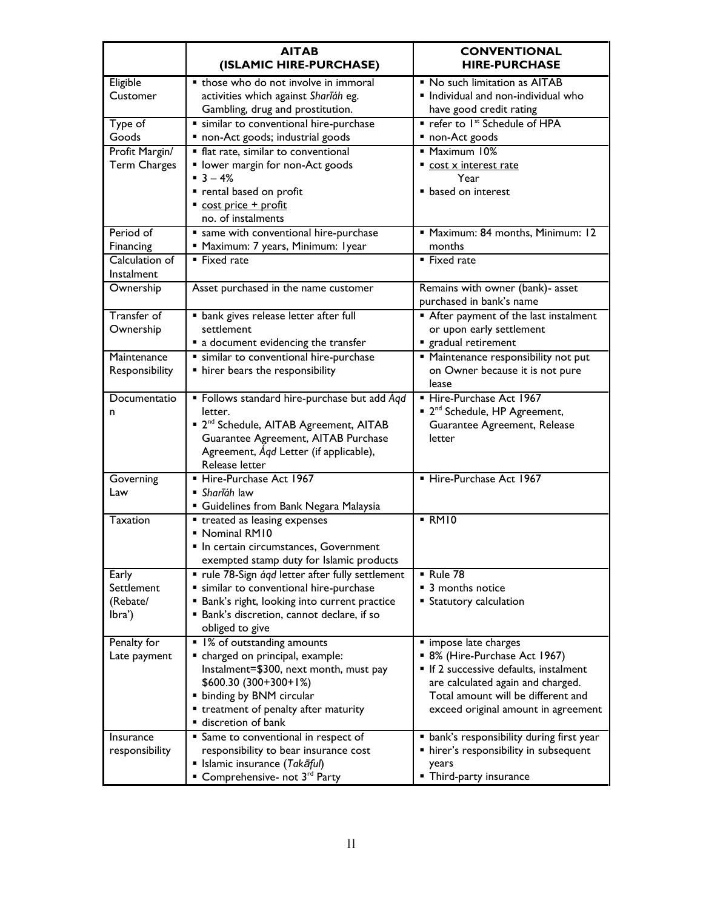| | AITAB (ISLAMIC HIRE-PURCHASE) | CONVENTIONAL HIRE-PURCHASE |
|---|---|---|
| Eligible Customer | ▪ those who do not involve in immoral activities which against *Sharīáh* eg. Gambling, drug and prostitution. | ▪ No such limitation as AITAB<br>▪ Individual and non-individual who have good credit rating |
| Type of Goods | ▪ similar to conventional hire-purchase<br>▪ non-Act goods; industrial goods | ▪ refer to 1st Schedule of HPA<br>▪ non-Act goods |
| Profit Margin/ Term Charges | ▪ flat rate, similar to conventional<br>▪ lower margin for non-Act goods<br>▪ 3 – 4%<br>▪ rental based on profit<br>▪ $\frac{\text{cost price + profit}}{\text{no. of instalments}}$ | ▪ Maximum 10%<br>▪ $\frac{\text{cost x interest rate}}{\text{Year}}$<br>▪ based on interest |
| Period of Financing | ▪ same with conventional hire-purchase<br>▪ Maximum: 7 years, Minimum: 1year | ▪ Maximum: 84 months, Minimum: 12 months |
| Calculation of Instalment | ▪ Fixed rate | ▪ Fixed rate |
| Ownership | Asset purchased in the name customer | Remains with owner (bank)- asset purchased in bank's name |
| Transfer of Ownership | ▪ bank gives release letter after full settlement<br>▪ a document evidencing the transfer | ▪ After payment of the last instalment or upon early settlement<br>▪ gradual retirement |
| Maintenance Responsibility | ▪ similar to conventional hire-purchase<br>▪ hirer bears the responsibility | ▪ Maintenance responsibility not put on Owner because it is not pure lease |
| Documentation | ▪ Follows standard hire-purchase but add *Áqd* letter.<br>▪ 2nd Schedule, AITAB Agreement, AITAB Guarantee Agreement, AITAB Purchase Agreement, *Áqd* Letter (if applicable), Release letter | ▪ Hire-Purchase Act 1967<br>▪ 2nd Schedule, HP Agreement, Guarantee Agreement, Release letter |
| Governing Law | ▪ Hire-Purchase Act 1967<br>▪ *Sharīáh* law<br>▪ Guidelines from Bank Negara Malaysia | ▪ Hire-Purchase Act 1967 |
| Taxation | ▪ treated as leasing expenses<br>▪ Nominal RM10<br>▪ In certain circumstances, Government exempted stamp duty for Islamic products | ▪ RM10 |
| Early Settlement (Rebate/ Ibra') | ▪ rule 78-Sign *áqd* letter after fully settlement<br>▪ similar to conventional hire-purchase<br>▪ Bank's right, looking into current practice<br>▪ Bank's discretion, cannot declare, if so obliged to give | ▪ Rule 78<br>▪ 3 months notice<br>▪ Statutory calculation |
| Penalty for Late payment | ▪ 1% of outstanding amounts<br>▪ charged on principal, example: Instalment=$300, next month, must pay $600.30 (300+300+1%)<br>▪ binding by BNM circular<br>▪ treatment of penalty after maturity<br>▪ discretion of bank | ▪ impose late charges<br>▪ 8% (Hire-Purchase Act 1967)<br>▪ If 2 successive defaults, instalment are calculated again and charged. Total amount will be different and exceed original amount in agreement |
| Insurance responsibility | ▪ Same to conventional in respect of responsibility to bear insurance cost<br>▪ Islamic insurance (*Takāful*)<br>▪ Comprehensive- not 3rd Party | ▪ bank's responsibility during first year<br>▪ hirer's responsibility in subsequent years<br>▪ Third-party insurance |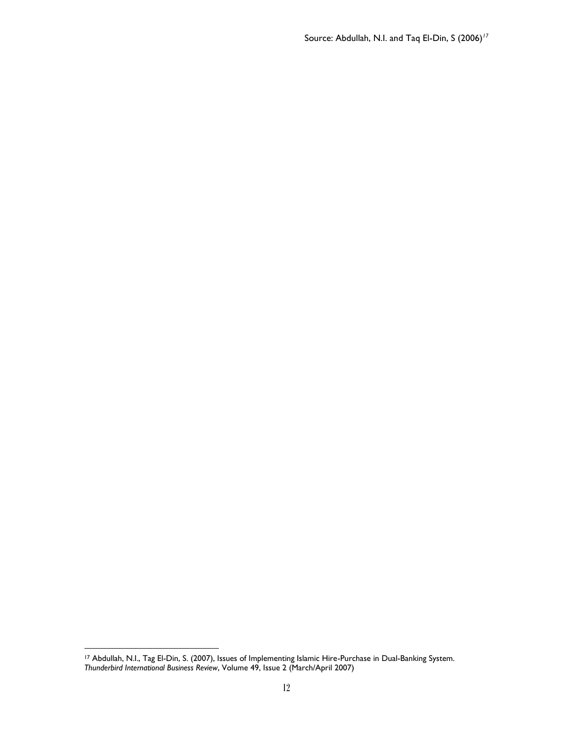Source: Abdullah, N.I. and Taq El-Din, S (2006)[17]

[17] Abdullah, N.I., Tag El-Din, S. (2007), Issues of Implementing Islamic Hire-Purchase in Dual-Banking System. *Thunderbird International Business Review*, Volume 49, Issue 2 (March/April 2007)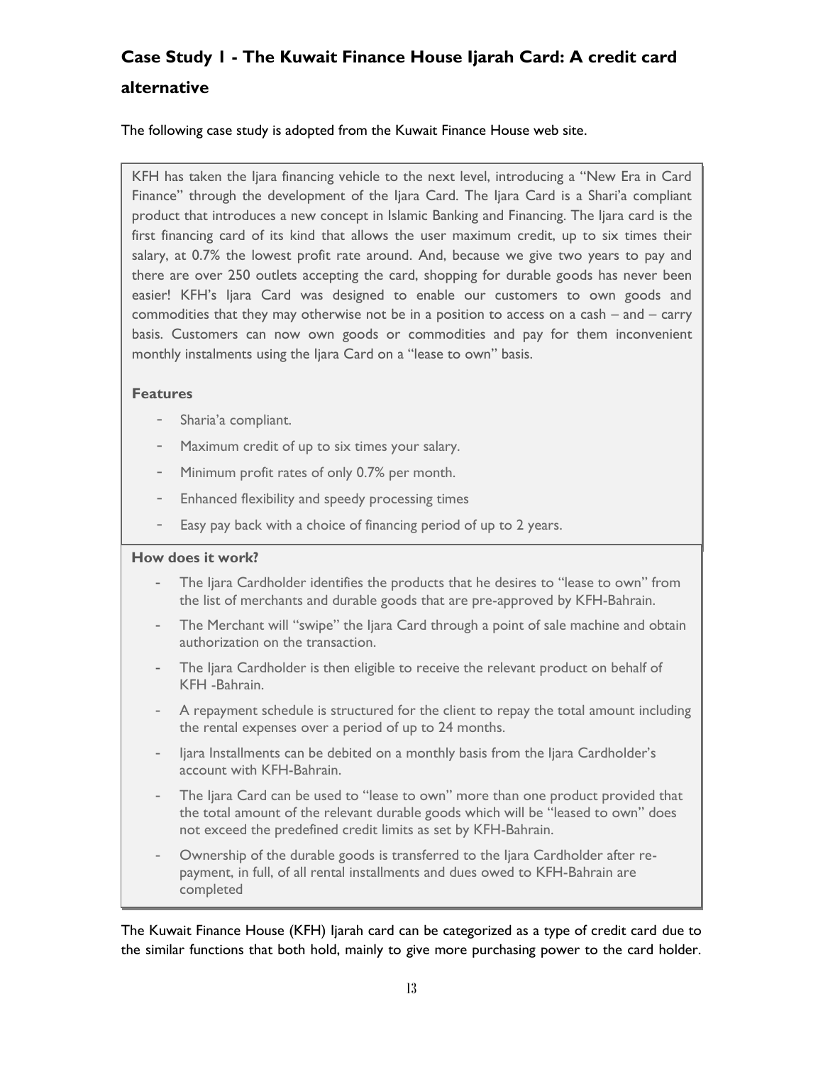## Case Study 1 - The Kuwait Finance House Ijarah Card: A credit card alternative

The following case study is adopted from the Kuwait Finance House web site.

KFH has taken the Ijara financing vehicle to the next level, introducing a "New Era in Card Finance" through the development of the Ijara Card. The Ijara Card is a Shari'a compliant product that introduces a new concept in Islamic Banking and Financing. The Ijara card is the first financing card of its kind that allows the user maximum credit, up to six times their salary, at 0.7% the lowest profit rate around. And, because we give two years to pay and there are over 250 outlets accepting the card, shopping for durable goods has never been easier! KFH's Ijara Card was designed to enable our customers to own goods and commodities that they may otherwise not be in a position to access on a cash – and – carry basis. Customers can now own goods or commodities and pay for them inconvenient monthly instalments using the Ijara Card on a "lease to own" basis.

**Features**

- Sharia'a compliant.
- Maximum credit of up to six times your salary.
- Minimum profit rates of only 0.7% per month.
- Enhanced flexibility and speedy processing times
- Easy pay back with a choice of financing period of up to 2 years.

**How does it work?**

- The Ijara Cardholder identifies the products that he desires to "lease to own" from the list of merchants and durable goods that are pre-approved by KFH-Bahrain.
- The Merchant will "swipe" the Ijara Card through a point of sale machine and obtain authorization on the transaction.
- The Ijara Cardholder is then eligible to receive the relevant product on behalf of KFH -Bahrain.
- A repayment schedule is structured for the client to repay the total amount including the rental expenses over a period of up to 24 months.
- Ijara Installments can be debited on a monthly basis from the Ijara Cardholder's account with KFH-Bahrain.
- The Ijara Card can be used to "lease to own" more than one product provided that the total amount of the relevant durable goods which will be "leased to own" does not exceed the predefined credit limits as set by KFH-Bahrain.
- Ownership of the durable goods is transferred to the Ijara Cardholder after re-payment, in full, of all rental installments and dues owed to KFH-Bahrain are completed

The Kuwait Finance House (KFH) Ijarah card can be categorized as a type of credit card due to the similar functions that both hold, mainly to give more purchasing power to the card holder.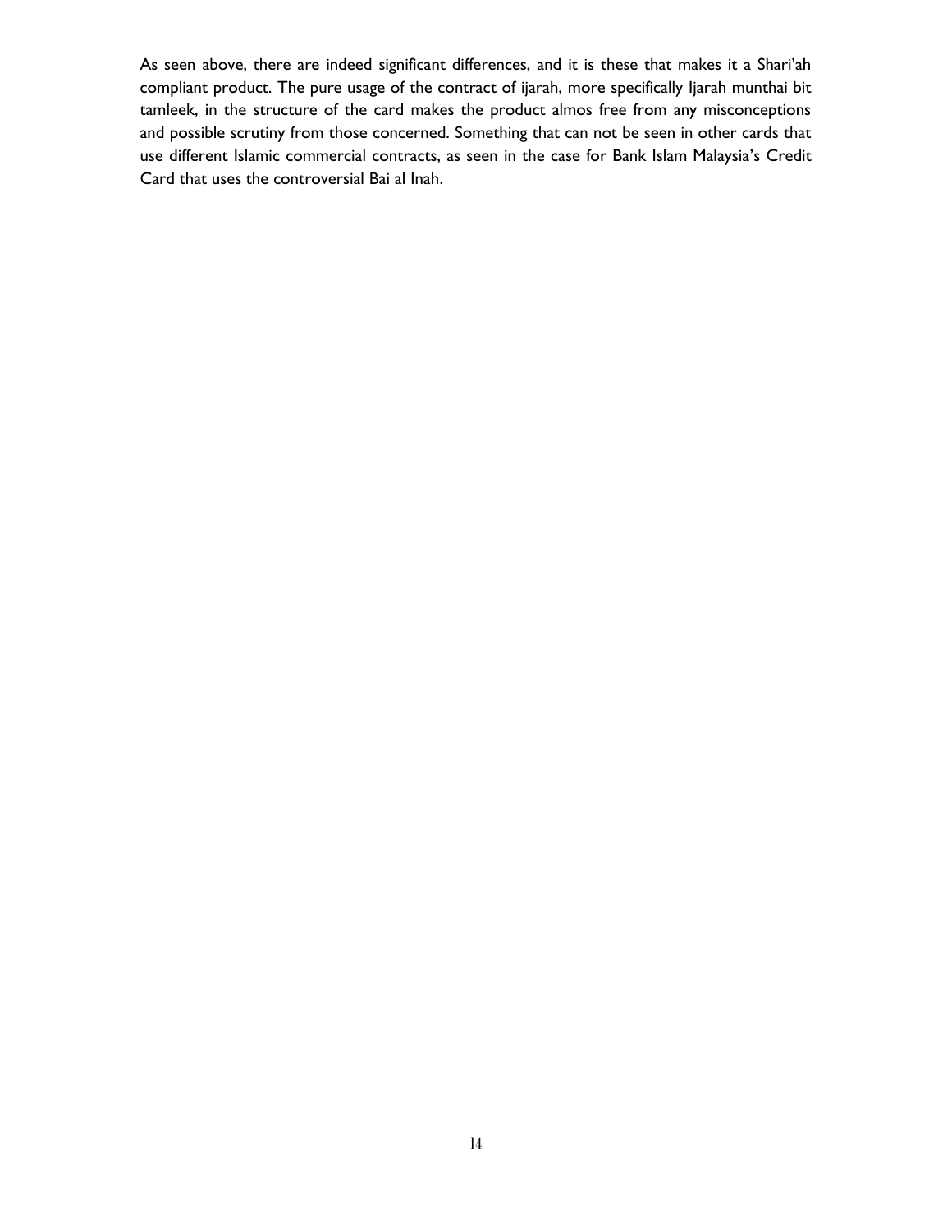As seen above, there are indeed significant differences, and it is these that makes it a Shari'ah compliant product. The pure usage of the contract of ijarah, more specifically Ijarah munthai bit tamleek, in the structure of the card makes the product almos free from any misconceptions and possible scrutiny from those concerned. Something that can not be seen in other cards that use different Islamic commercial contracts, as seen in the case for Bank Islam Malaysia's Credit Card that uses the controversial Bai al Inah.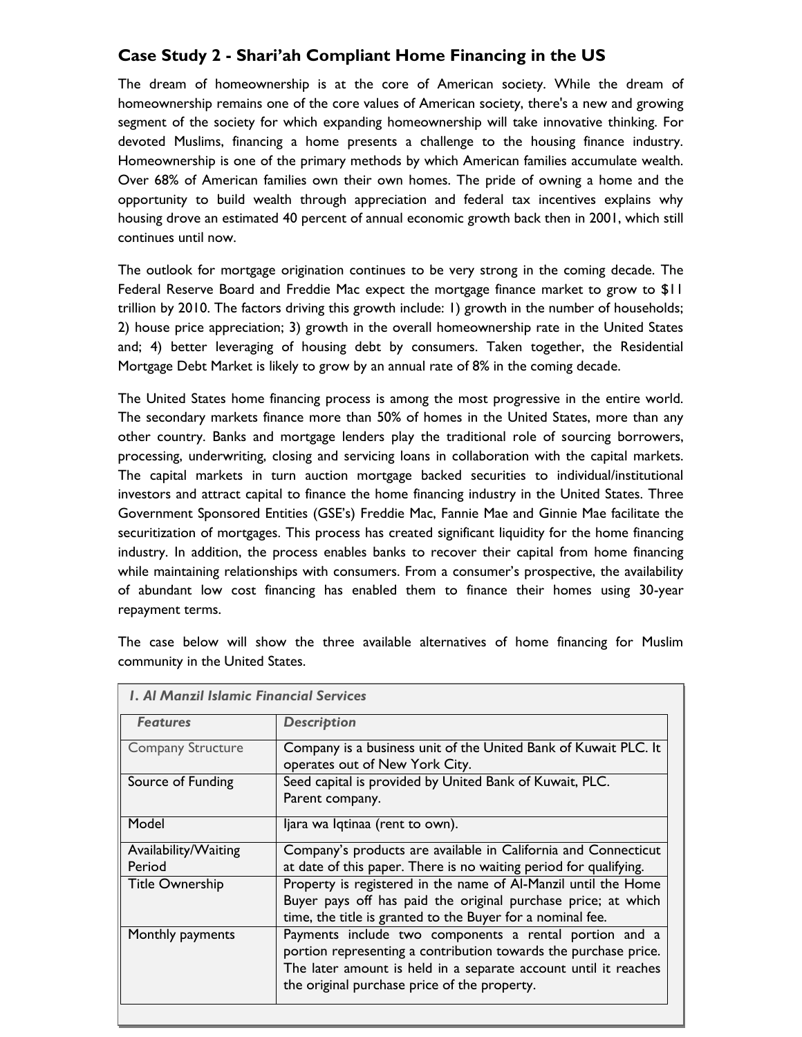## Case Study 2 - Shari'ah Compliant Home Financing in the US

The dream of homeownership is at the core of American society. While the dream of homeownership remains one of the core values of American society, there's a new and growing segment of the society for which expanding homeownership will take innovative thinking. For devoted Muslims, financing a home presents a challenge to the housing finance industry. Homeownership is one of the primary methods by which American families accumulate wealth. Over 68% of American families own their own homes. The pride of owning a home and the opportunity to build wealth through appreciation and federal tax incentives explains why housing drove an estimated 40 percent of annual economic growth back then in 2001, which still continues until now.

The outlook for mortgage origination continues to be very strong in the coming decade. The Federal Reserve Board and Freddie Mac expect the mortgage finance market to grow to $11 trillion by 2010. The factors driving this growth include: 1) growth in the number of households; 2) house price appreciation; 3) growth in the overall homeownership rate in the United States and; 4) better leveraging of housing debt by consumers. Taken together, the Residential Mortgage Debt Market is likely to grow by an annual rate of 8% in the coming decade.

The United States home financing process is among the most progressive in the entire world. The secondary markets finance more than 50% of homes in the United States, more than any other country. Banks and mortgage lenders play the traditional role of sourcing borrowers, processing, underwriting, closing and servicing loans in collaboration with the capital markets. The capital markets in turn auction mortgage backed securities to individual/institutional investors and attract capital to finance the home financing industry in the United States. Three Government Sponsored Entities (GSE's) Freddie Mac, Fannie Mae and Ginnie Mae facilitate the securitization of mortgages. This process has created significant liquidity for the home financing industry. In addition, the process enables banks to recover their capital from home financing while maintaining relationships with consumers. From a consumer's prospective, the availability of abundant low cost financing has enabled them to finance their homes using 30-year repayment terms.

The case below will show the three available alternatives of home financing for Muslim community in the United States.

*1. Al Manzil Islamic Financial Services*

| *Features* | *Description* |
|---|---|
| Company Structure | Company is a business unit of the United Bank of Kuwait PLC. It operates out of New York City. |
| Source of Funding | Seed capital is provided by United Bank of Kuwait, PLC. Parent company. |
| Model | Ijara wa Iqtinaa (rent to own). |
| Availability/Waiting Period | Company's products are available in California and Connecticut at date of this paper. There is no waiting period for qualifying. |
| Title Ownership | Property is registered in the name of Al-Manzil until the Home Buyer pays off has paid the original purchase price; at which time, the title is granted to the Buyer for a nominal fee. |
| Monthly payments | Payments include two components a rental portion and a portion representing a contribution towards the purchase price. The later amount is held in a separate account until it reaches the original purchase price of the property. |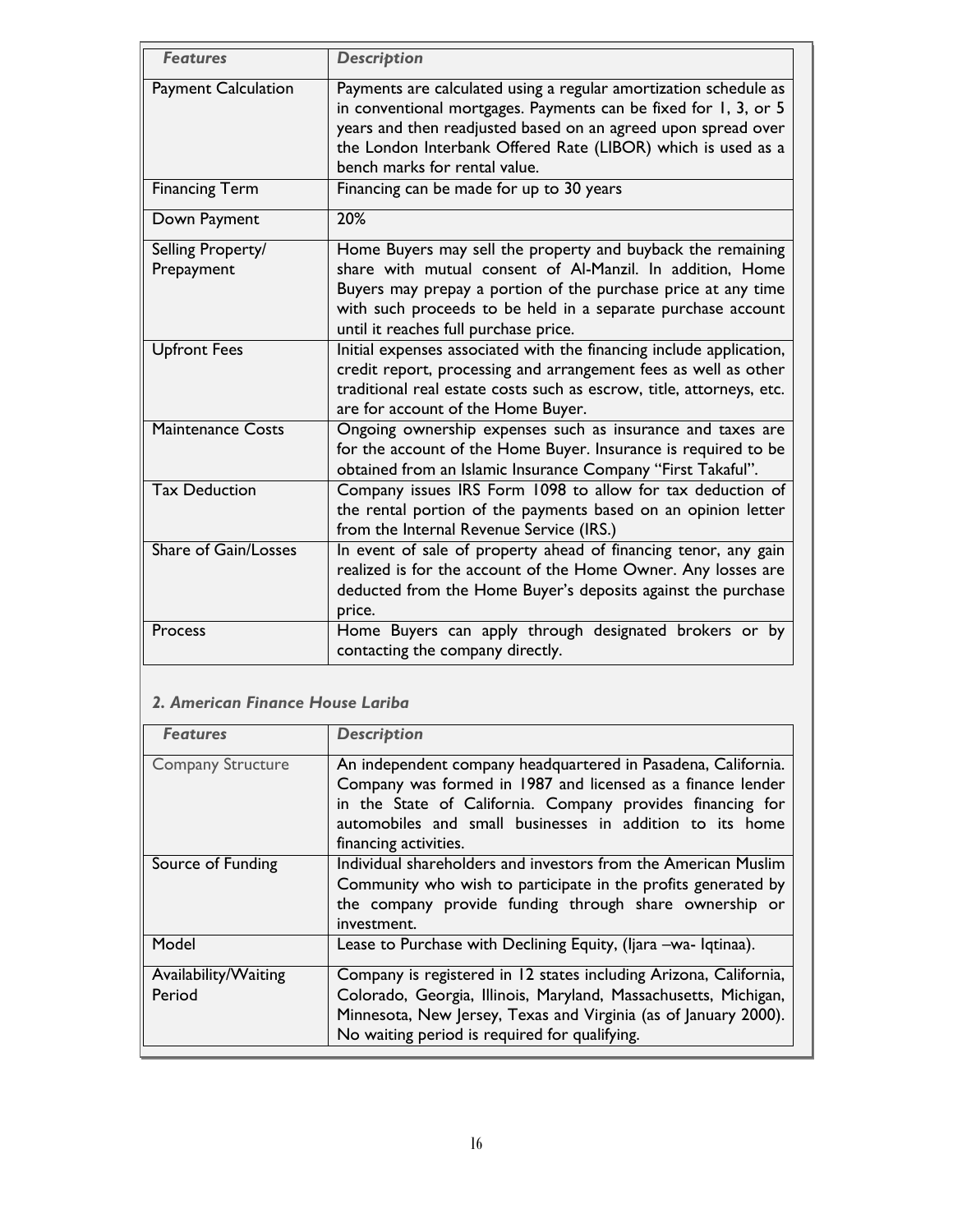| *Features* | *Description* |
| --- | --- |
| Payment Calculation | Payments are calculated using a regular amortization schedule as in conventional mortgages. Payments can be fixed for 1, 3, or 5 years and then readjusted based on an agreed upon spread over the London Interbank Offered Rate (LIBOR) which is used as a bench marks for rental value. |
| Financing Term | Financing can be made for up to 30 years |
| Down Payment | 20% |
| Selling Property/ Prepayment | Home Buyers may sell the property and buyback the remaining share with mutual consent of Al-Manzil. In addition, Home Buyers may prepay a portion of the purchase price at any time with such proceeds to be held in a separate purchase account until it reaches full purchase price. |
| Upfront Fees | Initial expenses associated with the financing include application, credit report, processing and arrangement fees as well as other traditional real estate costs such as escrow, title, attorneys, etc. are for account of the Home Buyer. |
| Maintenance Costs | Ongoing ownership expenses such as insurance and taxes are for the account of the Home Buyer. Insurance is required to be obtained from an Islamic Insurance Company "First Takaful". |
| Tax Deduction | Company issues IRS Form 1098 to allow for tax deduction of the rental portion of the payments based on an opinion letter from the Internal Revenue Service (IRS.) |
| Share of Gain/Losses | In event of sale of property ahead of financing tenor, any gain realized is for the account of the Home Owner. Any losses are deducted from the Home Buyer's deposits against the purchase price. |
| Process | Home Buyers can apply through designated brokers or by contacting the company directly. |

### *2. American Finance House Lariba*

| *Features* | *Description* |
| --- | --- |
| Company Structure | An independent company headquartered in Pasadena, California. Company was formed in 1987 and licensed as a finance lender in the State of California. Company provides financing for automobiles and small businesses in addition to its home financing activities. |
| Source of Funding | Individual shareholders and investors from the American Muslim Community who wish to participate in the profits generated by the company provide funding through share ownership or investment. |
| Model | Lease to Purchase with Declining Equity, (Ijara –wa- Iqtinaa). |
| Availability/Waiting Period | Company is registered in 12 states including Arizona, California, Colorado, Georgia, Illinois, Maryland, Massachusetts, Michigan, Minnesota, New Jersey, Texas and Virginia (as of January 2000). No waiting period is required for qualifying. |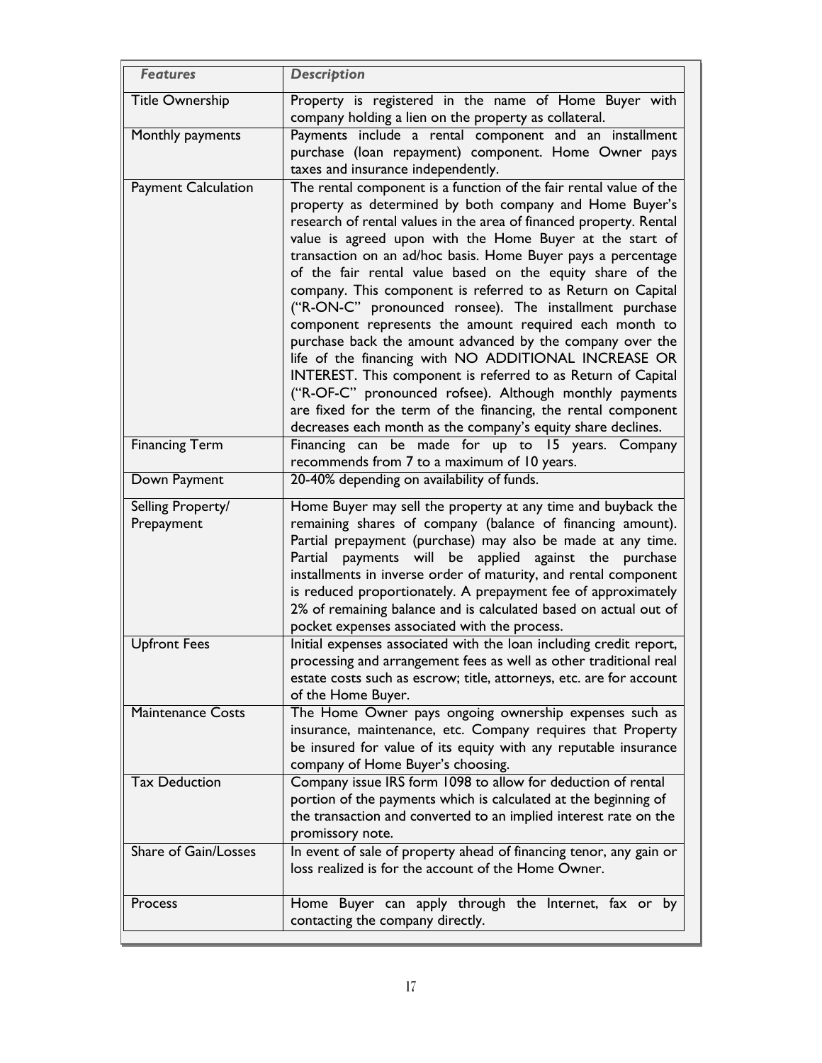| *Features* | *Description* |
| --- | --- |
| Title Ownership | Property is registered in the name of Home Buyer with company holding a lien on the property as collateral. |
| Monthly payments | Payments include a rental component and an installment purchase (loan repayment) component. Home Owner pays taxes and insurance independently. |
| Payment Calculation | The rental component is a function of the fair rental value of the property as determined by both company and Home Buyer's research of rental values in the area of financed property. Rental value is agreed upon with the Home Buyer at the start of transaction on an ad/hoc basis. Home Buyer pays a percentage of the fair rental value based on the equity share of the company. This component is referred to as Return on Capital ("R-ON-C" pronounced ronsee). The installment purchase component represents the amount required each month to purchase back the amount advanced by the company over the life of the financing with NO ADDITIONAL INCREASE OR INTEREST. This component is referred to as Return of Capital ("R-OF-C" pronounced rofsee). Although monthly payments are fixed for the term of the financing, the rental component decreases each month as the company's equity share declines. |
| Financing Term | Financing can be made for up to 15 years. Company recommends from 7 to a maximum of 10 years. |
| Down Payment | 20-40% depending on availability of funds. |
| Selling Property/ Prepayment | Home Buyer may sell the property at any time and buyback the remaining shares of company (balance of financing amount). Partial prepayment (purchase) may also be made at any time. Partial payments will be applied against the purchase installments in inverse order of maturity, and rental component is reduced proportionately. A prepayment fee of approximately 2% of remaining balance and is calculated based on actual out of pocket expenses associated with the process. |
| Upfront Fees | Initial expenses associated with the loan including credit report, processing and arrangement fees as well as other traditional real estate costs such as escrow; title, attorneys, etc. are for account of the Home Buyer. |
| Maintenance Costs | The Home Owner pays ongoing ownership expenses such as insurance, maintenance, etc. Company requires that Property be insured for value of its equity with any reputable insurance company of Home Buyer's choosing. |
| Tax Deduction | Company issue IRS form 1098 to allow for deduction of rental portion of the payments which is calculated at the beginning of the transaction and converted to an implied interest rate on the promissory note. |
| Share of Gain/Losses | In event of sale of property ahead of financing tenor, any gain or loss realized is for the account of the Home Owner. |
| Process | Home Buyer can apply through the Internet, fax or by contacting the company directly. |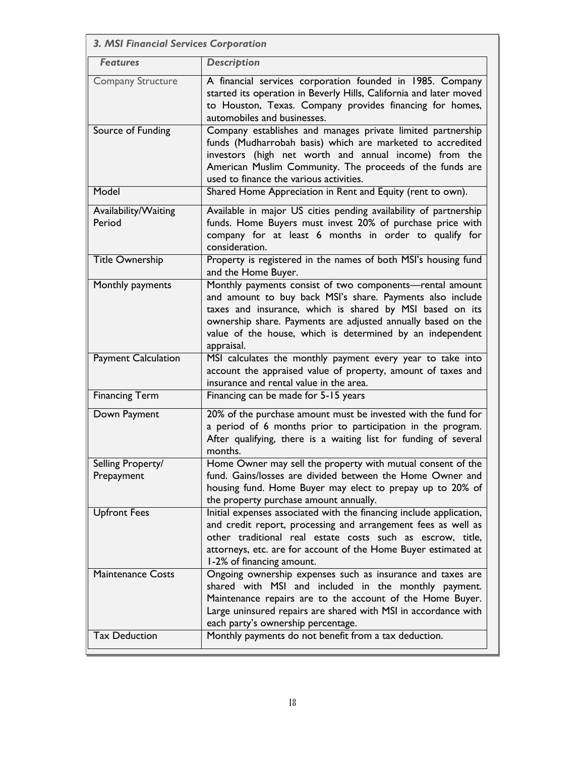**3. MSI Financial Services Corporation**

| *Features* | *Description* |
|---|---|
| Company Structure | A financial services corporation founded in 1985. Company started its operation in Beverly Hills, California and later moved to Houston, Texas. Company provides financing for homes, automobiles and businesses. |
| Source of Funding | Company establishes and manages private limited partnership funds (Mudharrobah basis) which are marketed to accredited investors (high net worth and annual income) from the American Muslim Community. The proceeds of the funds are used to finance the various activities. |
| Model | Shared Home Appreciation in Rent and Equity (rent to own). |
| Availability/Waiting Period | Available in major US cities pending availability of partnership funds. Home Buyers must invest 20% of purchase price with company for at least 6 months in order to qualify for consideration. |
| Title Ownership | Property is registered in the names of both MSI's housing fund and the Home Buyer. |
| Monthly payments | Monthly payments consist of two components—rental amount and amount to buy back MSI's share. Payments also include taxes and insurance, which is shared by MSI based on its ownership share. Payments are adjusted annually based on the value of the house, which is determined by an independent appraisal. |
| Payment Calculation | MSI calculates the monthly payment every year to take into account the appraised value of property, amount of taxes and insurance and rental value in the area. |
| Financing Term | Financing can be made for 5-15 years |
| Down Payment | 20% of the purchase amount must be invested with the fund for a period of 6 months prior to participation in the program. After qualifying, there is a waiting list for funding of several months. |
| Selling Property/ Prepayment | Home Owner may sell the property with mutual consent of the fund. Gains/losses are divided between the Home Owner and housing fund. Home Buyer may elect to prepay up to 20% of the property purchase amount annually. |
| Upfront Fees | Initial expenses associated with the financing include application, and credit report, processing and arrangement fees as well as other traditional real estate costs such as escrow, title, attorneys, etc. are for account of the Home Buyer estimated at 1-2% of financing amount. |
| Maintenance Costs | Ongoing ownership expenses such as insurance and taxes are shared with MSI and included in the monthly payment. Maintenance repairs are to the account of the Home Buyer. Large uninsured repairs are shared with MSI in accordance with each party's ownership percentage. |
| Tax Deduction | Monthly payments do not benefit from a tax deduction. |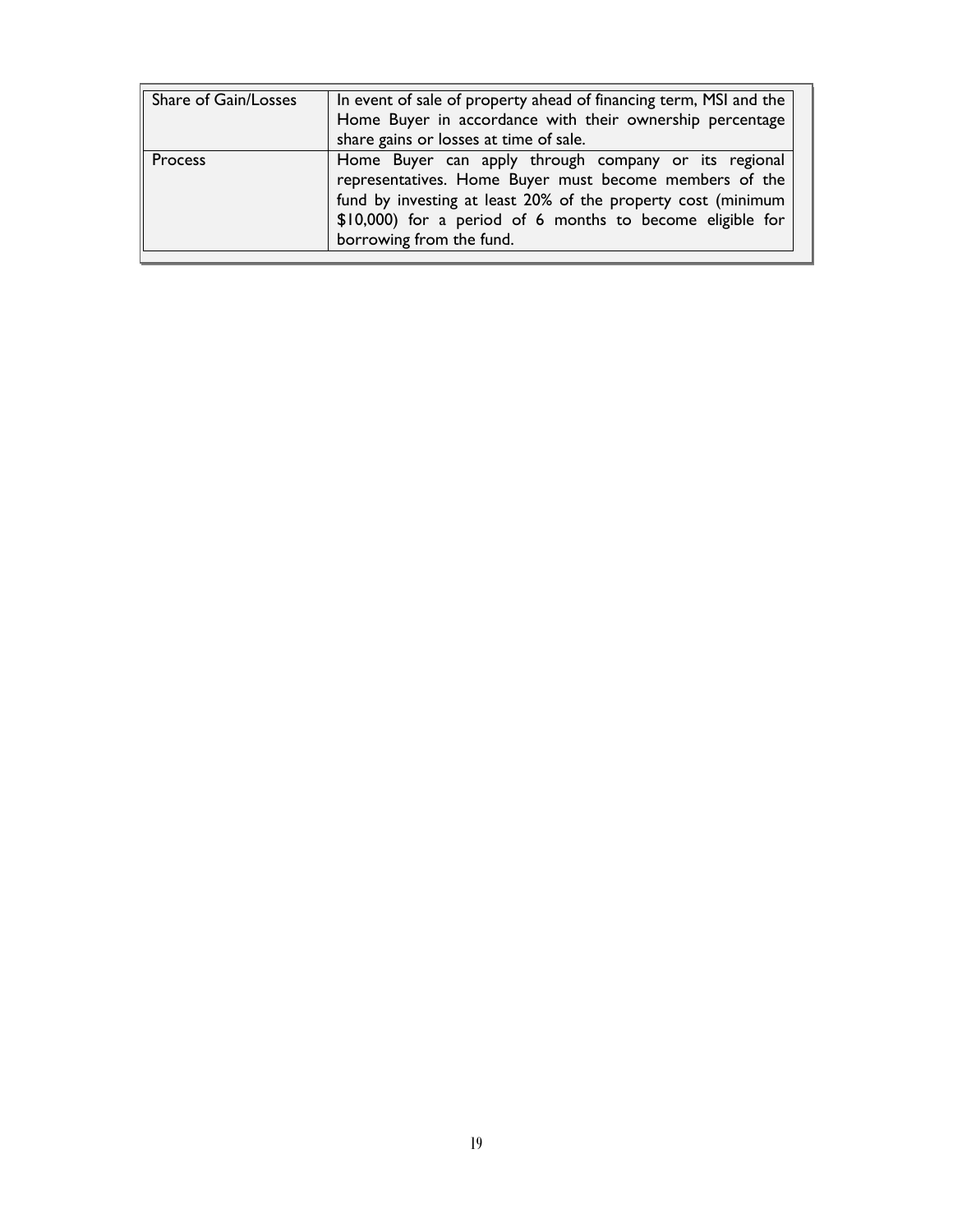| | |
|---|---|
| Share of Gain/Losses | In event of sale of property ahead of financing term, MSI and the Home Buyer in accordance with their ownership percentage share gains or losses at time of sale. |
| Process | Home Buyer can apply through company or its regional representatives. Home Buyer must become members of the fund by investing at least 20% of the property cost (minimum $10,000) for a period of 6 months to become eligible for borrowing from the fund. |